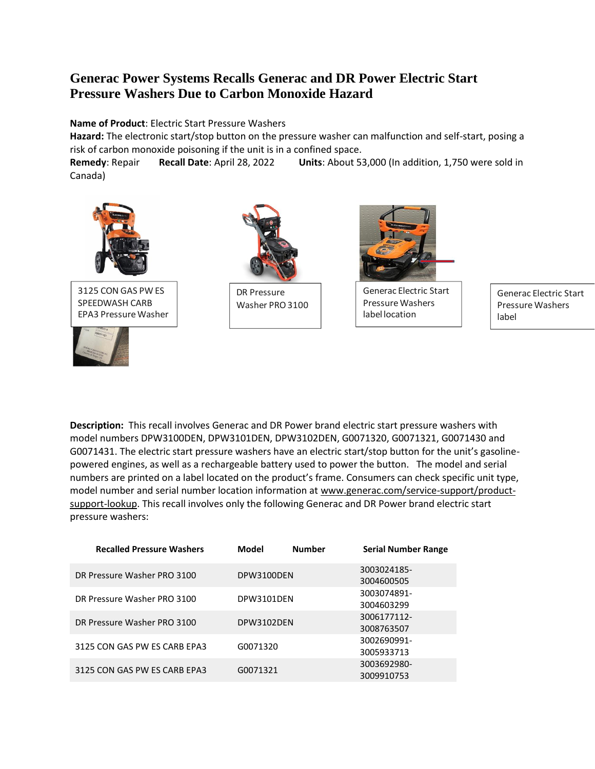# Generac Power Systems Recalls Generac and DR Power Electric Start Pressure Washers Due to Carbon Monoxide Hazard

**Name of Product**: Electric Start Pressure Washers

**Hazard:** The electronic start/stop button on the pressure washer can malfunction and self-start, posing a risk of carbon monoxide poisoning if the unit is in a confined space.

**Remedy**: Repair **Recall Date**: April 28, 2022 **Units**: About 53,000 (In addition, 1,750 were sold in Canada)

3125 CON GAS PW ES SPEEDWASH CARB EPA3 Pressure Washer

DR Pressure Washer PRO 3100

Generac Electric Start Pressure Washers label location

Generac Electric Start Pressure Washers label

**Description:** This recall involves Generac and DR Power brand electric start pressure washers with model numbers DPW3100DEN, DPW3101DEN, DPW3102DEN, G0071320, G0071321, G0071430 and G0071431. The electric start pressure washers have an electric start/stop button for the unit's gasoline-powered engines, as well as a rechargeable battery used to power the button. The model and serial numbers are printed on a label located on the product's frame. Consumers can check specific unit type, model number and serial number location information at www.generac.com/service-support/product-support-lookup. This recall involves only the following Generac and DR Power brand electric start pressure washers:

| Recalled Pressure Washers | Model Number | Serial Number Range |
|---|---|---|
| DR Pressure Washer PRO 3100 | DPW3100DEN | 3003024185-3004600505 |
| DR Pressure Washer PRO 3100 | DPW3101DEN | 3003074891-3004603299 |
| DR Pressure Washer PRO 3100 | DPW3102DEN | 3006177112-3008763507 |
| 3125 CON GAS PW ES CARB EPA3 | G0071320 | 3002690991-3005933713 |
| 3125 CON GAS PW ES CARB EPA3 | G0071321 | 3003692980-3009910753 |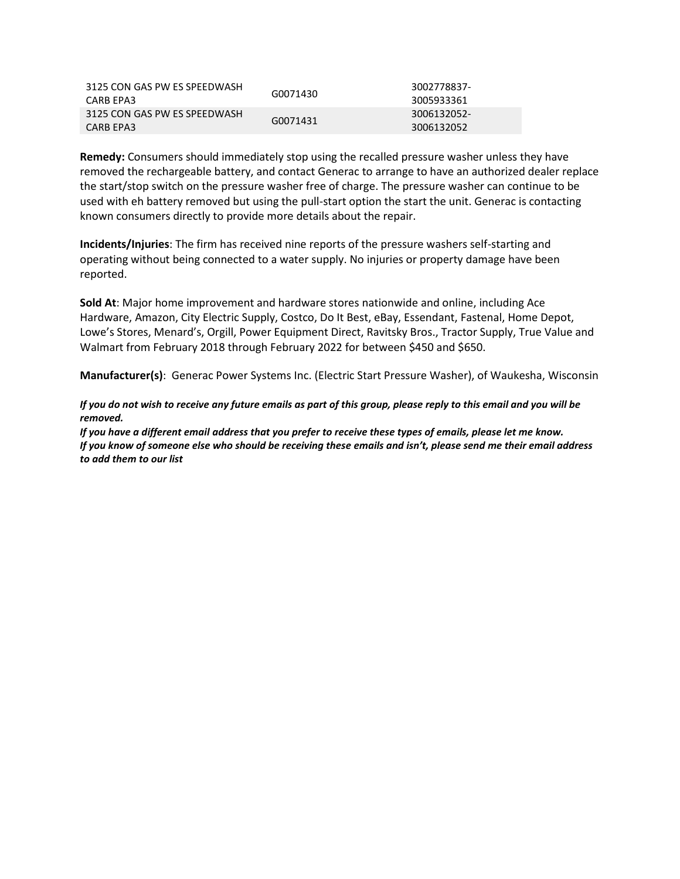| | | |
|---|---|---|
| 3125 CON GAS PW ES SPEEDWASH CARB EPA3 | G0071430 | 3002778837-3005933361 |
| 3125 CON GAS PW ES SPEEDWASH CARB EPA3 | G0071431 | 3006132052-3006132052 |

**Remedy:** Consumers should immediately stop using the recalled pressure washer unless they have removed the rechargeable battery, and contact Generac to arrange to have an authorized dealer replace the start/stop switch on the pressure washer free of charge. The pressure washer can continue to be used with eh battery removed but using the pull-start option the start the unit. Generac is contacting known consumers directly to provide more details about the repair.

**Incidents/Injuries**: The firm has received nine reports of the pressure washers self-starting and operating without being connected to a water supply. No injuries or property damage have been reported.

**Sold At**: Major home improvement and hardware stores nationwide and online, including Ace Hardware, Amazon, City Electric Supply, Costco, Do It Best, eBay, Essendant, Fastenal, Home Depot, Lowe's Stores, Menard's, Orgill, Power Equipment Direct, Ravitsky Bros., Tractor Supply, True Value and Walmart from February 2018 through February 2022 for between $450 and $650.

**Manufacturer(s)**: Generac Power Systems Inc. (Electric Start Pressure Washer), of Waukesha, Wisconsin

***If you do not wish to receive any future emails as part of this group, please reply to this email and you will be removed.***
***If you have a different email address that you prefer to receive these types of emails, please let me know.***
***If you know of someone else who should be receiving these emails and isn't, please send me their email address to add them to our list***